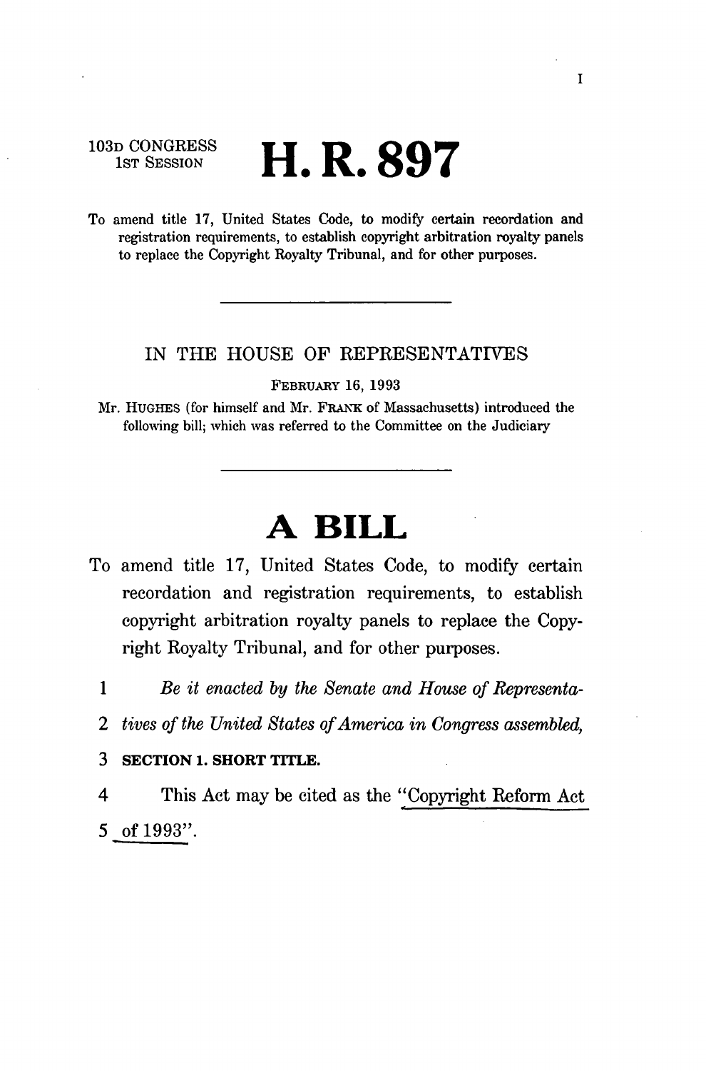103D CONGRESS
1ST SESSION

# H. R. 897

To amend title 17, United States Code, to modify certain recordation and registration requirements, to establish copyright arbitration royalty panels to replace the Copyright Royalty Tribunal, and for other purposes.

---

IN THE HOUSE OF REPRESENTATIVES

FEBRUARY 16, 1993

Mr. HUGHES (for himself and Mr. FRANK of Massachusetts) introduced the following bill; which was referred to the Committee on the Judiciary

---

# A BILL

To amend title 17, United States Code, to modify certain recordation and registration requirements, to establish copyright arbitration royalty panels to replace the Copyright Royalty Tribunal, and for other purposes.

1 *Be it enacted by the Senate and House of Representa-*

2 *tives of the United States of America in Congress assembled,*

3 **SECTION 1. SHORT TITLE.**

4 This Act may be cited as the "Copyright Reform Act

5 of 1993".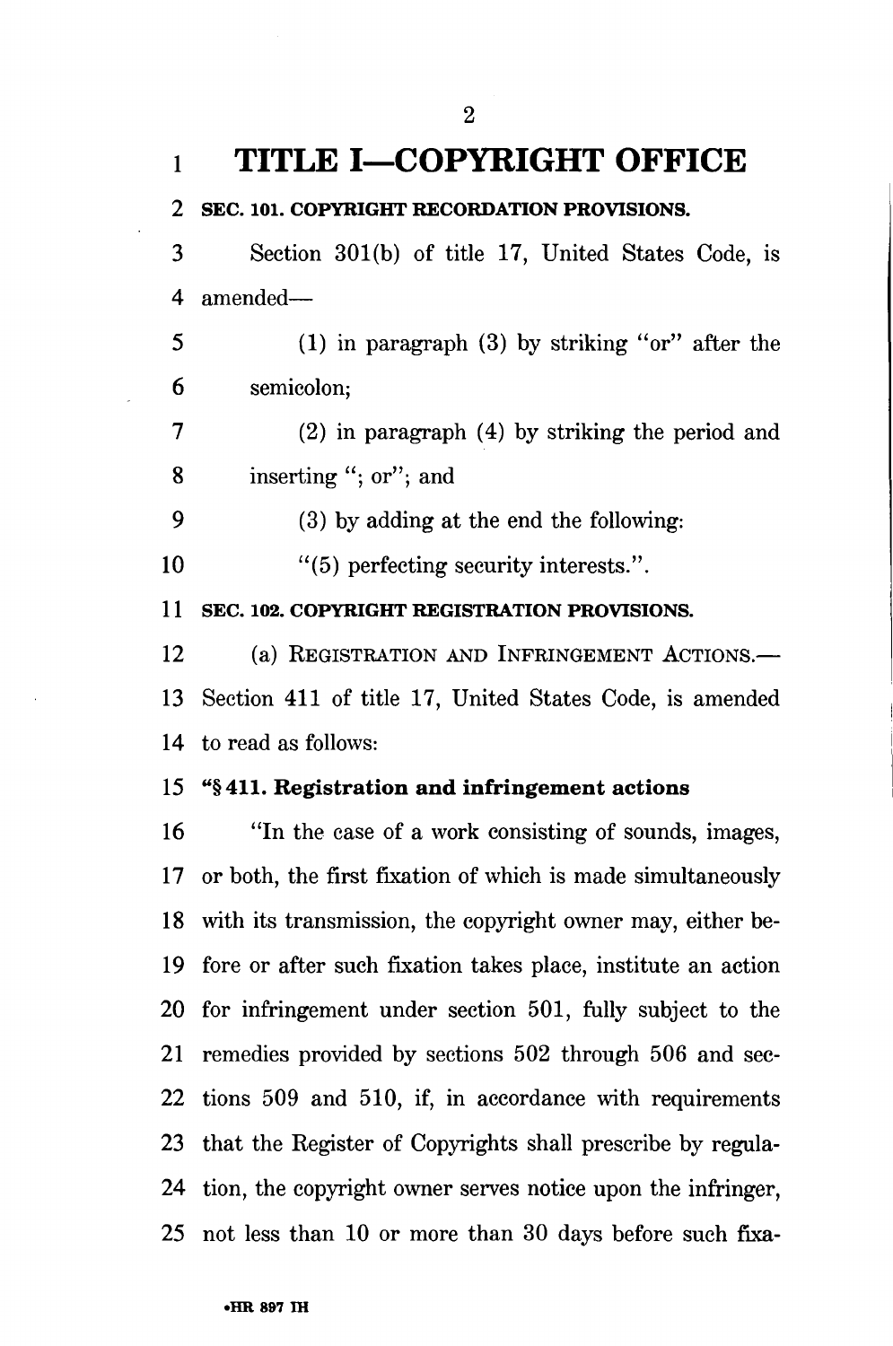# TITLE I—COPYRIGHT OFFICE

**SEC. 101. COPYRIGHT RECORDATION PROVISIONS.**

Section 301(b) of title 17, United States Code, is amended—

(1) in paragraph (3) by striking "or" after the semicolon;

(2) in paragraph (4) by striking the period and inserting "; or"; and

(3) by adding at the end the following:

"(5) perfecting security interests.".

**SEC. 102. COPYRIGHT REGISTRATION PROVISIONS.**

(a) REGISTRATION AND INFRINGEMENT ACTIONS.—Section 411 of title 17, United States Code, is amended to read as follows:

**"§ 411. Registration and infringement actions**

"In the case of a work consisting of sounds, images, or both, the first fixation of which is made simultaneously with its transmission, the copyright owner may, either before or after such fixation takes place, institute an action for infringement under section 501, fully subject to the remedies provided by sections 502 through 506 and sections 509 and 510, if, in accordance with requirements that the Register of Copyrights shall prescribe by regulation, the copyright owner serves notice upon the infringer, not less than 10 or more than 30 days before such fixa-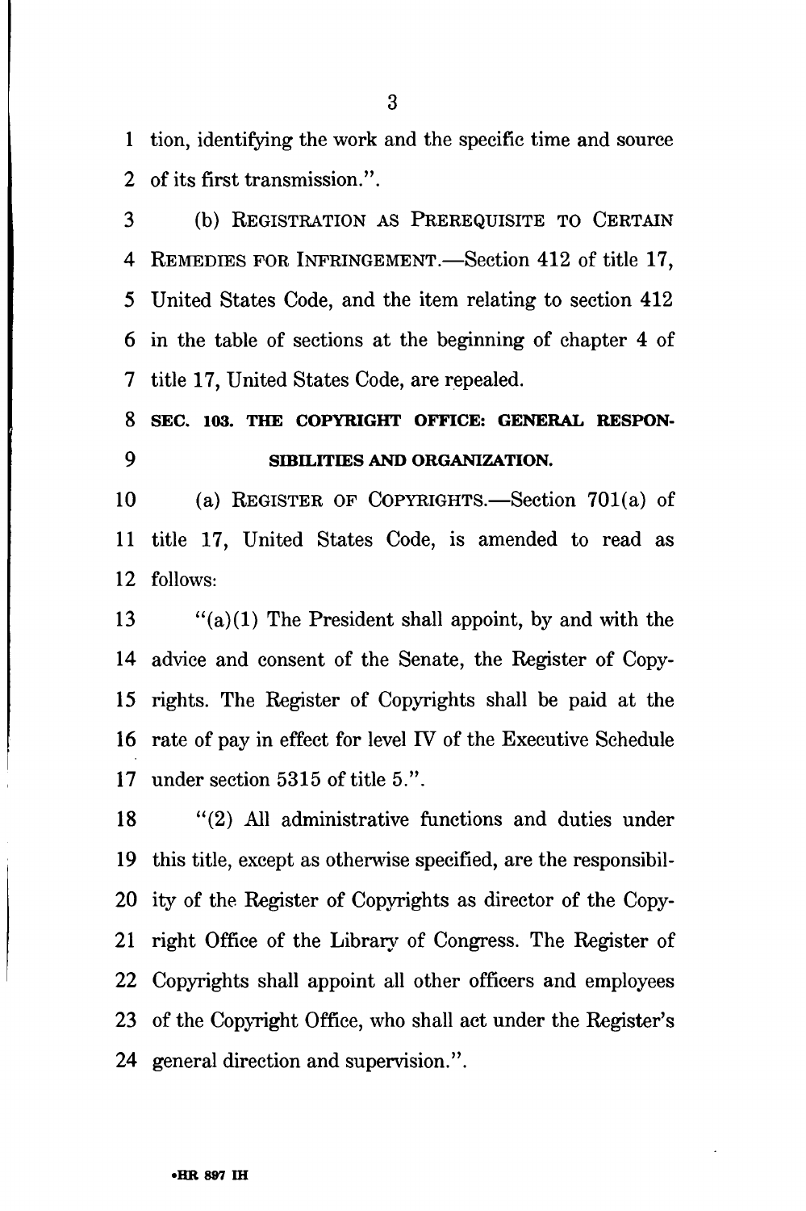tion, identifying the work and the specific time and source of its first transmission.".

(b) REGISTRATION AS PREREQUISITE TO CERTAIN REMEDIES FOR INFRINGEMENT.—Section 412 of title 17, United States Code, and the item relating to section 412 in the table of sections at the beginning of chapter 4 of title 17, United States Code, are repealed.

**SEC. 103. THE COPYRIGHT OFFICE: GENERAL RESPONSIBILITIES AND ORGANIZATION.**

(a) REGISTER OF COPYRIGHTS.—Section 701(a) of title 17, United States Code, is amended to read as follows:

"(a)(1) The President shall appoint, by and with the advice and consent of the Senate, the Register of Copyrights. The Register of Copyrights shall be paid at the rate of pay in effect for level IV of the Executive Schedule under section 5315 of title 5.".

"(2) All administrative functions and duties under this title, except as otherwise specified, are the responsibility of the Register of Copyrights as director of the Copyright Office of the Library of Congress. The Register of Copyrights shall appoint all other officers and employees of the Copyright Office, who shall act under the Register's general direction and supervision.".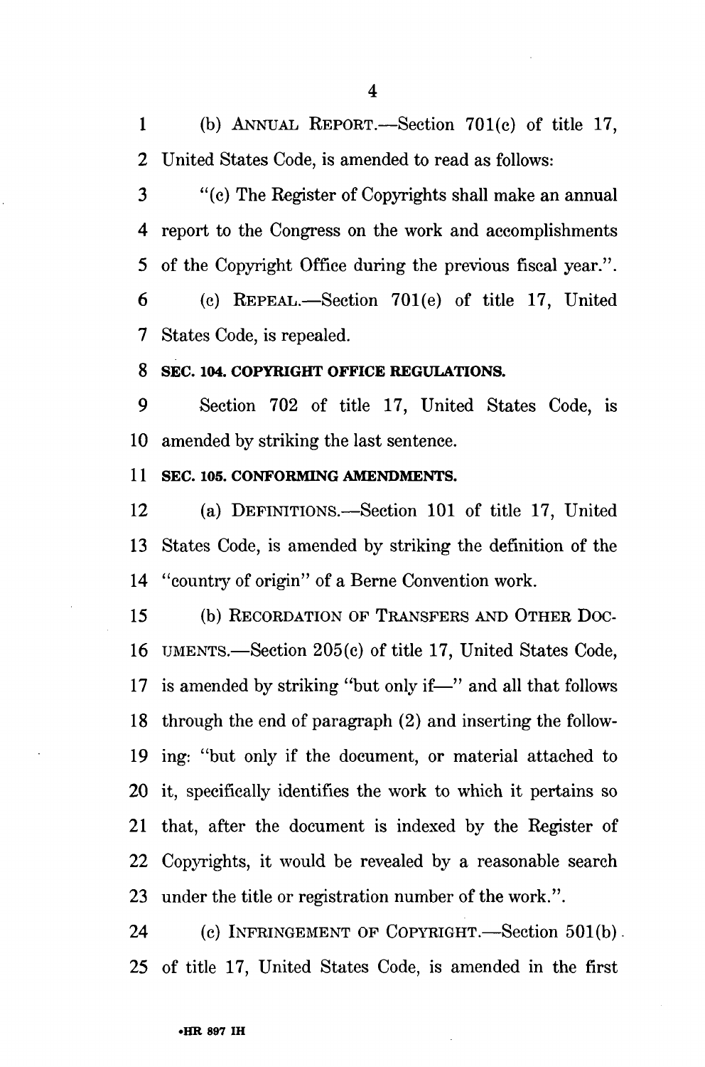(b) ANNUAL REPORT.—Section 701(c) of title 17, United States Code, is amended to read as follows:

"(c) The Register of Copyrights shall make an annual report to the Congress on the work and accomplishments of the Copyright Office during the previous fiscal year.".

(c) REPEAL.—Section 701(e) of title 17, United States Code, is repealed.

**SEC. 104. COPYRIGHT OFFICE REGULATIONS.**

Section 702 of title 17, United States Code, is amended by striking the last sentence.

**SEC. 105. CONFORMING AMENDMENTS.**

(a) DEFINITIONS.—Section 101 of title 17, United States Code, is amended by striking the definition of the "country of origin" of a Berne Convention work.

(b) RECORDATION OF TRANSFERS AND OTHER DOCUMENTS.—Section 205(c) of title 17, United States Code, is amended by striking "but only if—" and all that follows through the end of paragraph (2) and inserting the following: "but only if the document, or material attached to it, specifically identifies the work to which it pertains so that, after the document is indexed by the Register of Copyrights, it would be revealed by a reasonable search under the title or registration number of the work.".

(c) INFRINGEMENT OF COPYRIGHT.—Section 501(b) of title 17, United States Code, is amended in the first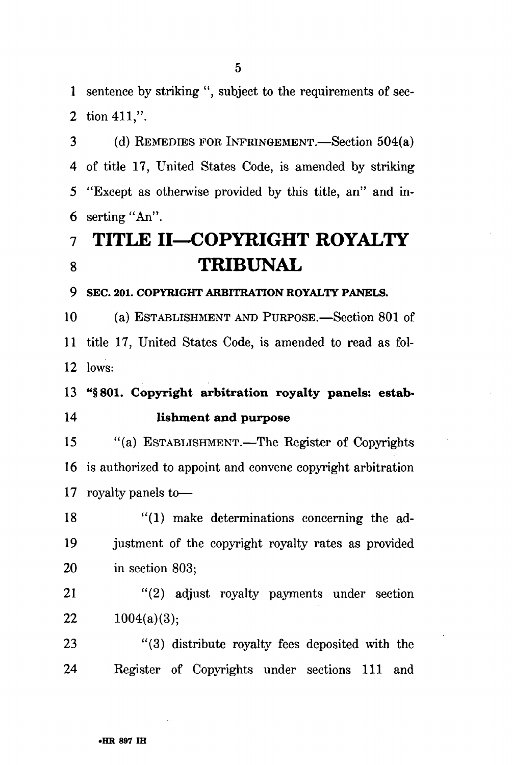sentence by striking ", subject to the requirements of section 411,".

(d) REMEDIES FOR INFRINGEMENT.—Section 504(a) of title 17, United States Code, is amended by striking "Except as otherwise provided by this title, an" and inserting "An".

# TITLE II—COPYRIGHT ROYALTY TRIBUNAL

**SEC. 201. COPYRIGHT ARBITRATION ROYALTY PANELS.**

(a) ESTABLISHMENT AND PURPOSE.—Section 801 of title 17, United States Code, is amended to read as follows:

**"§ 801. Copyright arbitration royalty panels: establishment and purpose**

"(a) ESTABLISHMENT.—The Register of Copyrights is authorized to appoint and convene copyright arbitration royalty panels to—

"(1) make determinations concerning the adjustment of the copyright royalty rates as provided in section 803;

"(2) adjust royalty payments under section 1004(a)(3);

"(3) distribute royalty fees deposited with the Register of Copyrights under sections 111 and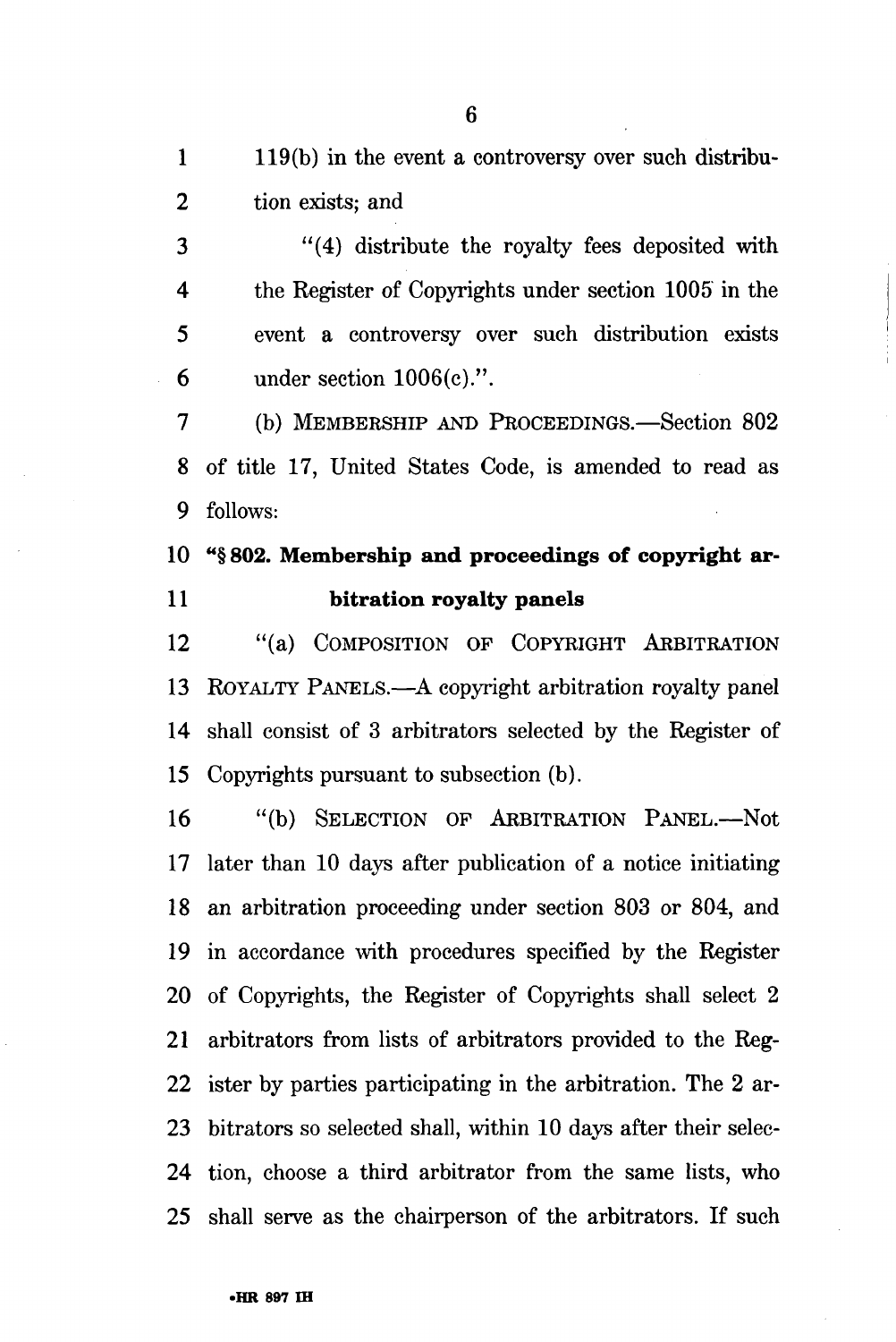119(b) in the event a controversy over such distribution exists; and

"(4) distribute the royalty fees deposited with the Register of Copyrights under section 1005 in the event a controversy over such distribution exists under section 1006(c).".

(b) MEMBERSHIP AND PROCEEDINGS.—Section 802 of title 17, United States Code, is amended to read as follows:

**"§ 802. Membership and proceedings of copyright arbitration royalty panels**

"(a) COMPOSITION OF COPYRIGHT ARBITRATION ROYALTY PANELS.—A copyright arbitration royalty panel shall consist of 3 arbitrators selected by the Register of Copyrights pursuant to subsection (b).

"(b) SELECTION OF ARBITRATION PANEL.—Not later than 10 days after publication of a notice initiating an arbitration proceeding under section 803 or 804, and in accordance with procedures specified by the Register of Copyrights, the Register of Copyrights shall select 2 arbitrators from lists of arbitrators provided to the Register by parties participating in the arbitration. The 2 arbitrators so selected shall, within 10 days after their selection, choose a third arbitrator from the same lists, who shall serve as the chairperson of the arbitrators. If such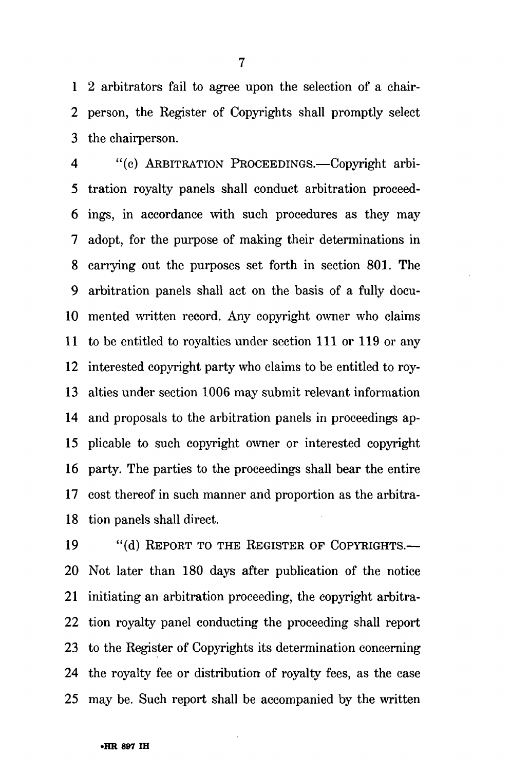2 arbitrators fail to agree upon the selection of a chairperson, the Register of Copyrights shall promptly select the chairperson.

"(c) ARBITRATION PROCEEDINGS.—Copyright arbitration royalty panels shall conduct arbitration proceedings, in accordance with such procedures as they may adopt, for the purpose of making their determinations in carrying out the purposes set forth in section 801. The arbitration panels shall act on the basis of a fully documented written record. Any copyright owner who claims to be entitled to royalties under section 111 or 119 or any interested copyright party who claims to be entitled to royalties under section 1006 may submit relevant information and proposals to the arbitration panels in proceedings applicable to such copyright owner or interested copyright party. The parties to the proceedings shall bear the entire cost thereof in such manner and proportion as the arbitration panels shall direct.

"(d) REPORT TO THE REGISTER OF COPYRIGHTS.—Not later than 180 days after publication of the notice initiating an arbitration proceeding, the copyright arbitration royalty panel conducting the proceeding shall report to the Register of Copyrights its determination concerning the royalty fee or distribution of royalty fees, as the case may be. Such report shall be accompanied by the written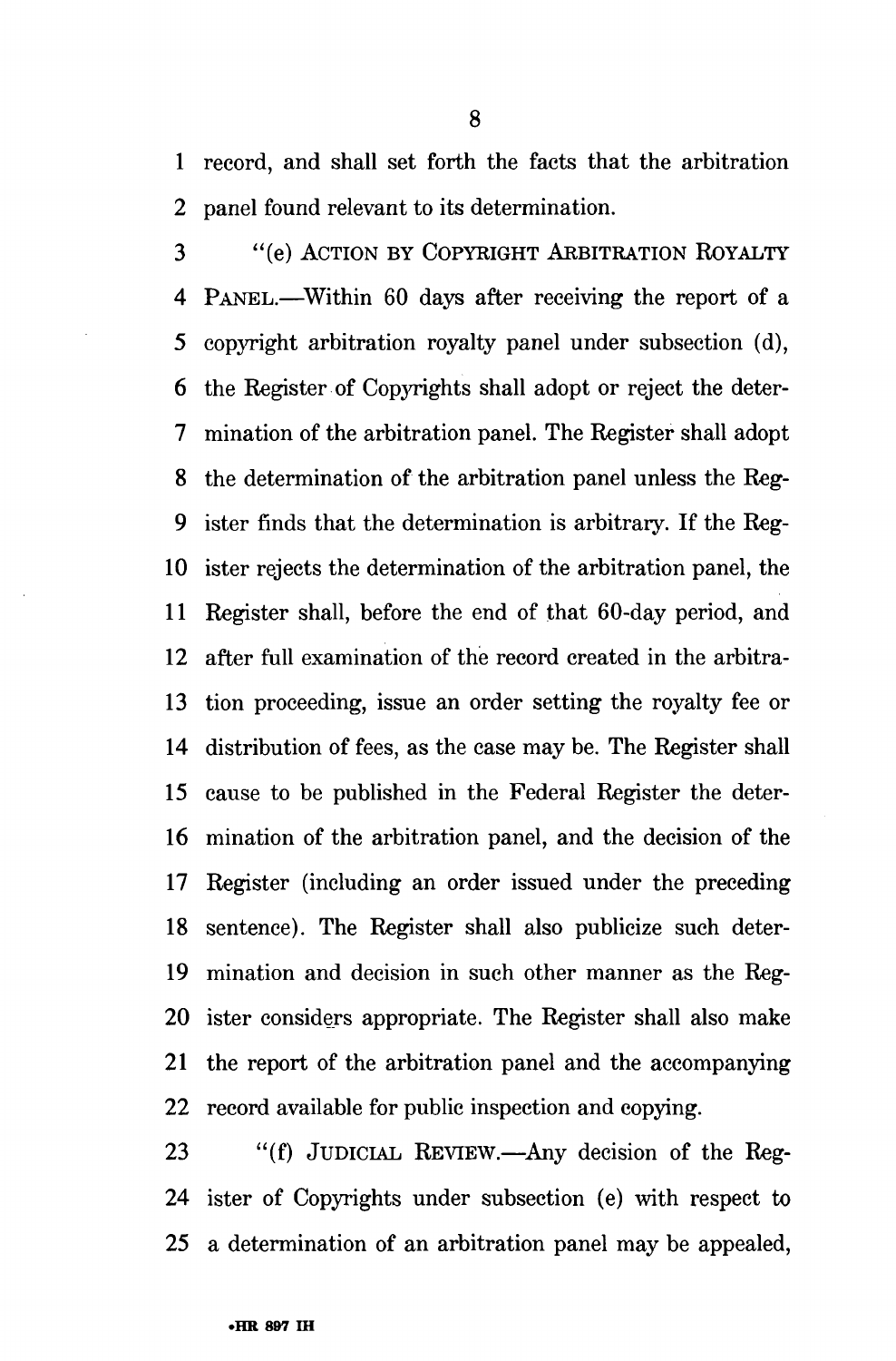record, and shall set forth the facts that the arbitration panel found relevant to its determination.

"(e) ACTION BY COPYRIGHT ARBITRATION ROYALTY PANEL.—Within 60 days after receiving the report of a copyright arbitration royalty panel under subsection (d), the Register of Copyrights shall adopt or reject the determination of the arbitration panel. The Register shall adopt the determination of the arbitration panel unless the Register finds that the determination is arbitrary. If the Register rejects the determination of the arbitration panel, the Register shall, before the end of that 60-day period, and after full examination of the record created in the arbitration proceeding, issue an order setting the royalty fee or distribution of fees, as the case may be. The Register shall cause to be published in the Federal Register the determination of the arbitration panel, and the decision of the Register (including an order issued under the preceding sentence). The Register shall also publicize such determination and decision in such other manner as the Register considers appropriate. The Register shall also make the report of the arbitration panel and the accompanying record available for public inspection and copying.

"(f) JUDICIAL REVIEW.—Any decision of the Register of Copyrights under subsection (e) with respect to a determination of an arbitration panel may be appealed,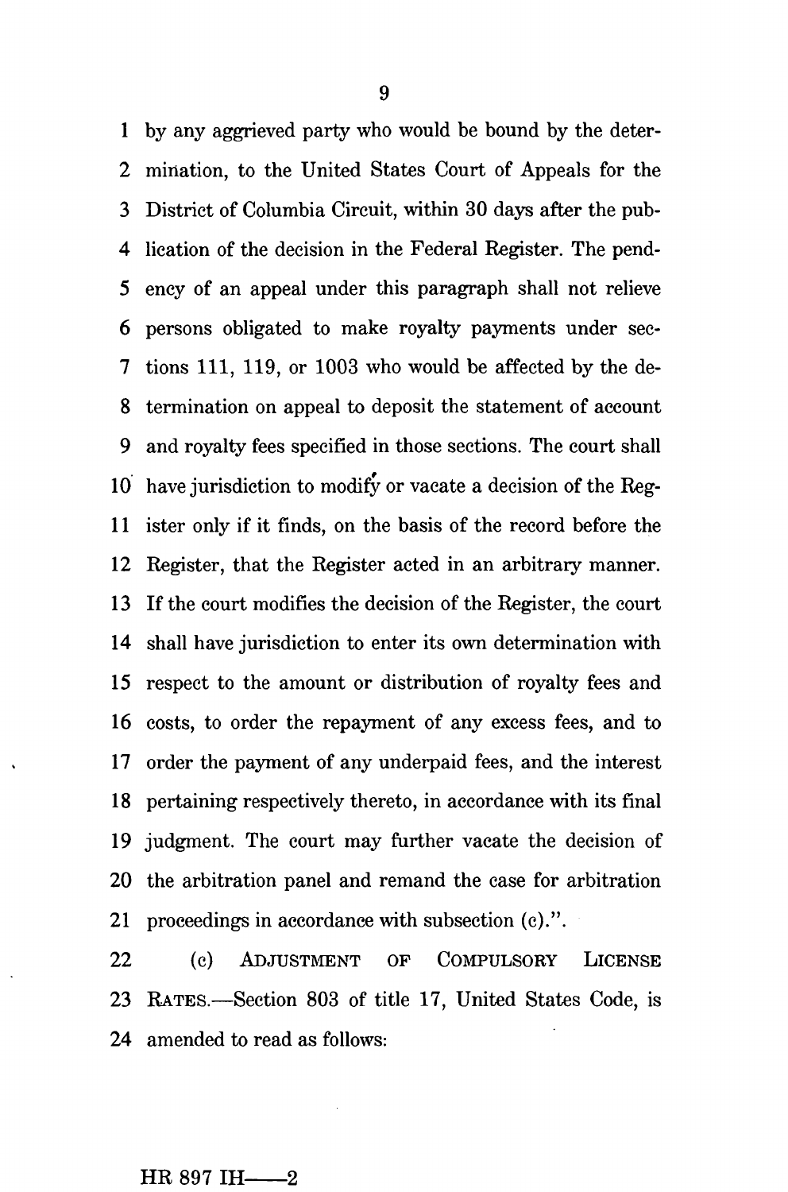by any aggrieved party who would be bound by the determination, to the United States Court of Appeals for the District of Columbia Circuit, within 30 days after the publication of the decision in the Federal Register. The pendency of an appeal under this paragraph shall not relieve persons obligated to make royalty payments under sections 111, 119, or 1003 who would be affected by the determination on appeal to deposit the statement of account and royalty fees specified in those sections. The court shall have jurisdiction to modify or vacate a decision of the Register only if it finds, on the basis of the record before the Register, that the Register acted in an arbitrary manner. If the court modifies the decision of the Register, the court shall have jurisdiction to enter its own determination with respect to the amount or distribution of royalty fees and costs, to order the repayment of any excess fees, and to order the payment of any underpaid fees, and the interest pertaining respectively thereto, in accordance with its final judgment. The court may further vacate the decision of the arbitration panel and remand the case for arbitration proceedings in accordance with subsection (c).".

(c) ADJUSTMENT OF COMPULSORY LICENSE RATES.—Section 803 of title 17, United States Code, is amended to read as follows: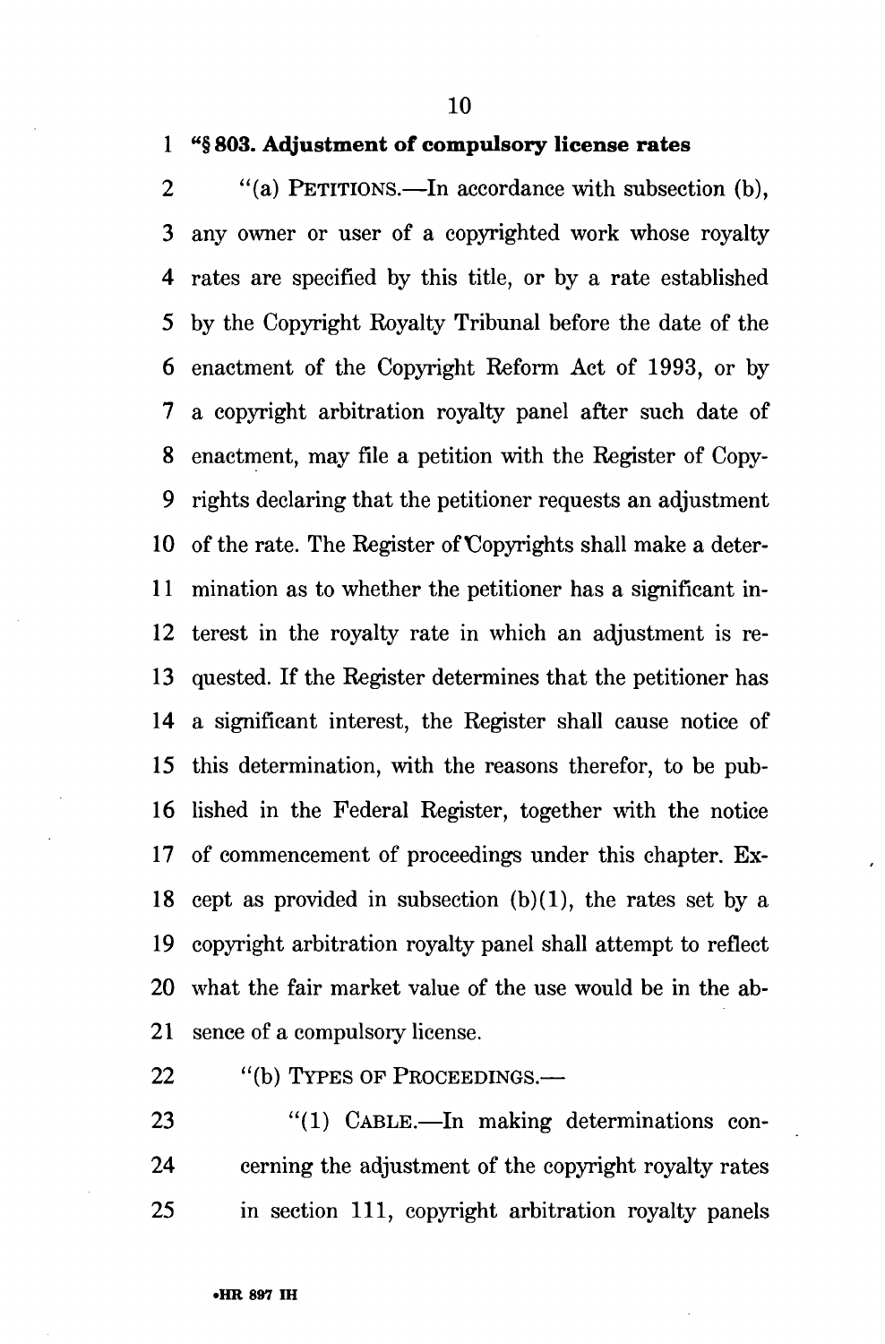**"§ 803. Adjustment of compulsory license rates**

"(a) PETITIONS.—In accordance with subsection (b), any owner or user of a copyrighted work whose royalty rates are specified by this title, or by a rate established by the Copyright Royalty Tribunal before the date of the enactment of the Copyright Reform Act of 1993, or by a copyright arbitration royalty panel after such date of enactment, may file a petition with the Register of Copyrights declaring that the petitioner requests an adjustment of the rate. The Register of Copyrights shall make a determination as to whether the petitioner has a significant interest in the royalty rate in which an adjustment is requested. If the Register determines that the petitioner has a significant interest, the Register shall cause notice of this determination, with the reasons therefor, to be published in the Federal Register, together with the notice of commencement of proceedings under this chapter. Except as provided in subsection (b)(1), the rates set by a copyright arbitration royalty panel shall attempt to reflect what the fair market value of the use would be in the absence of a compulsory license.

"(b) TYPES OF PROCEEDINGS.—

"(1) CABLE.—In making determinations concerning the adjustment of the copyright royalty rates in section 111, copyright arbitration royalty panels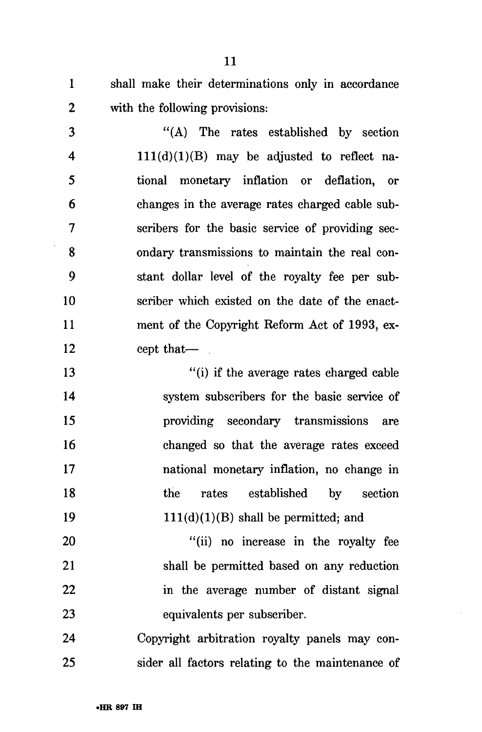shall make their determinations only in accordance with the following provisions:

"(A) The rates established by section 111(d)(1)(B) may be adjusted to reflect national monetary inflation or deflation, or changes in the average rates charged cable subscribers for the basic service of providing secondary transmissions to maintain the real constant dollar level of the royalty fee per subscriber which existed on the date of the enactment of the Copyright Reform Act of 1993, except that—

"(i) if the average rates charged cable system subscribers for the basic service of providing secondary transmissions are changed so that the average rates exceed national monetary inflation, no change in the rates established by section 111(d)(1)(B) shall be permitted; and

"(ii) no increase in the royalty fee shall be permitted based on any reduction in the average number of distant signal equivalents per subscriber.

Copyright arbitration royalty panels may consider all factors relating to the maintenance of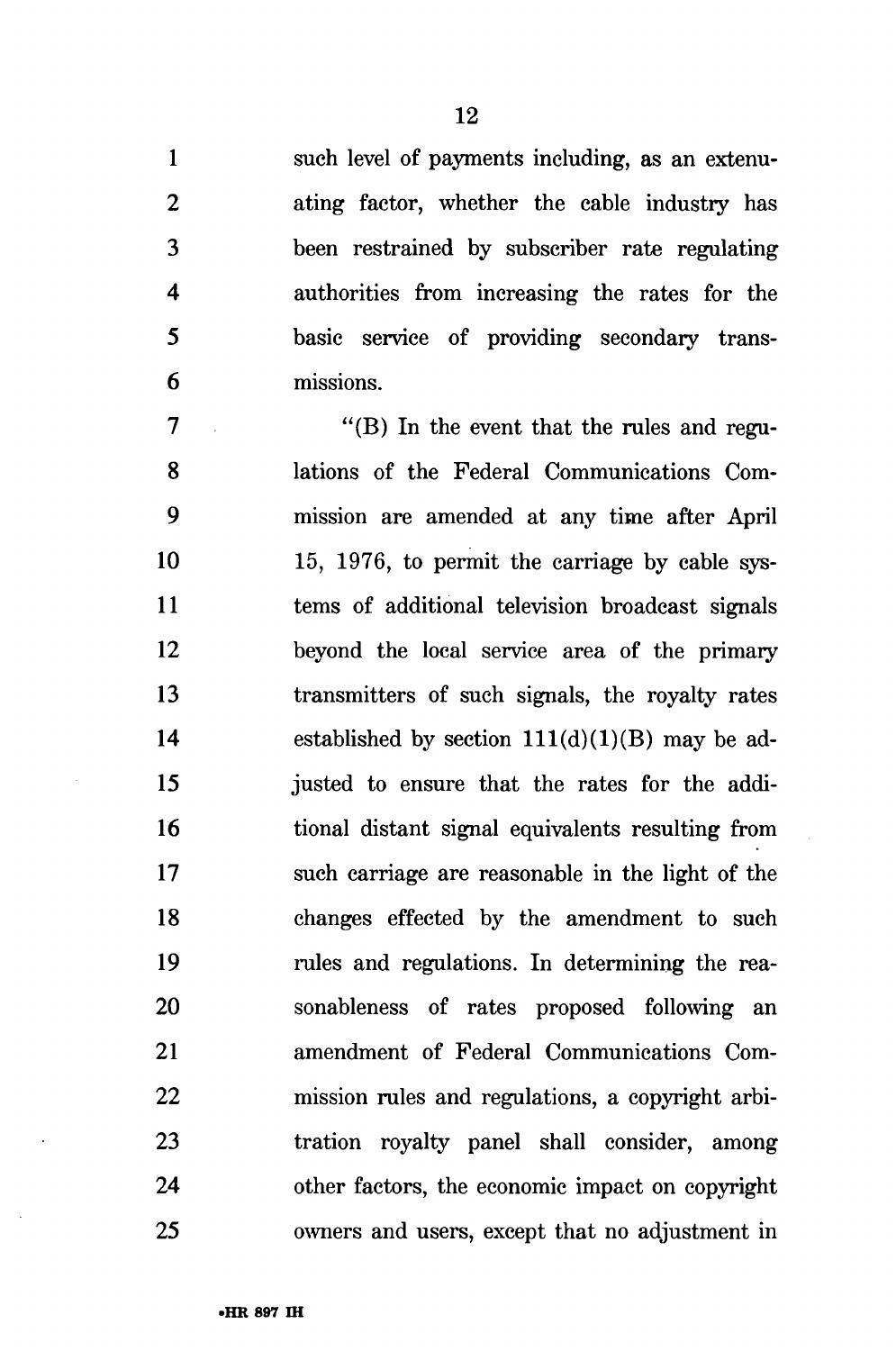such level of payments including, as an extenuating factor, whether the cable industry has been restrained by subscriber rate regulating authorities from increasing the rates for the basic service of providing secondary transmissions.

"(B) In the event that the rules and regulations of the Federal Communications Commission are amended at any time after April 15, 1976, to permit the carriage by cable systems of additional television broadcast signals beyond the local service area of the primary transmitters of such signals, the royalty rates established by section 111(d)(1)(B) may be adjusted to ensure that the rates for the additional distant signal equivalents resulting from such carriage are reasonable in the light of the changes effected by the amendment to such rules and regulations. In determining the reasonableness of rates proposed following an amendment of Federal Communications Commission rules and regulations, a copyright arbitration royalty panel shall consider, among other factors, the economic impact on copyright owners and users, except that no adjustment in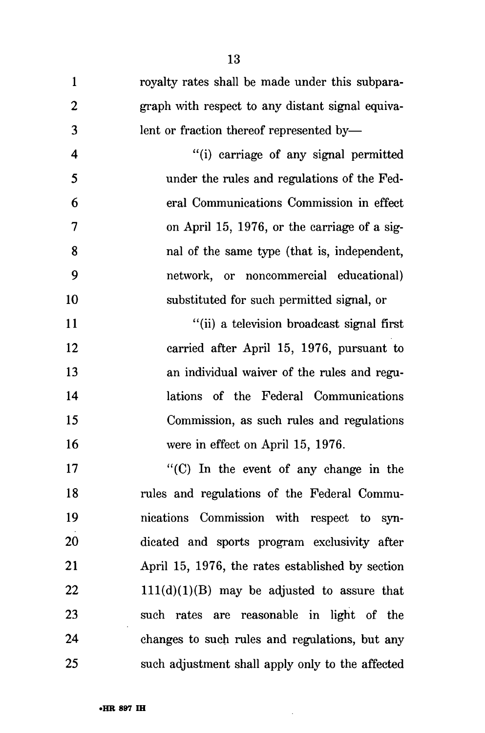royalty rates shall be made under this subparagraph with respect to any distant signal equivalent or fraction thereof represented by—

"(i) carriage of any signal permitted under the rules and regulations of the Federal Communications Commission in effect on April 15, 1976, or the carriage of a signal of the same type (that is, independent, network, or noncommercial educational) substituted for such permitted signal, or

"(ii) a television broadcast signal first carried after April 15, 1976, pursuant to an individual waiver of the rules and regulations of the Federal Communications Commission, as such rules and regulations were in effect on April 15, 1976.

"(C) In the event of any change in the rules and regulations of the Federal Communications Commission with respect to syndicated and sports program exclusivity after April 15, 1976, the rates established by section 111(d)(1)(B) may be adjusted to assure that such rates are reasonable in light of the changes to such rules and regulations, but any such adjustment shall apply only to the affected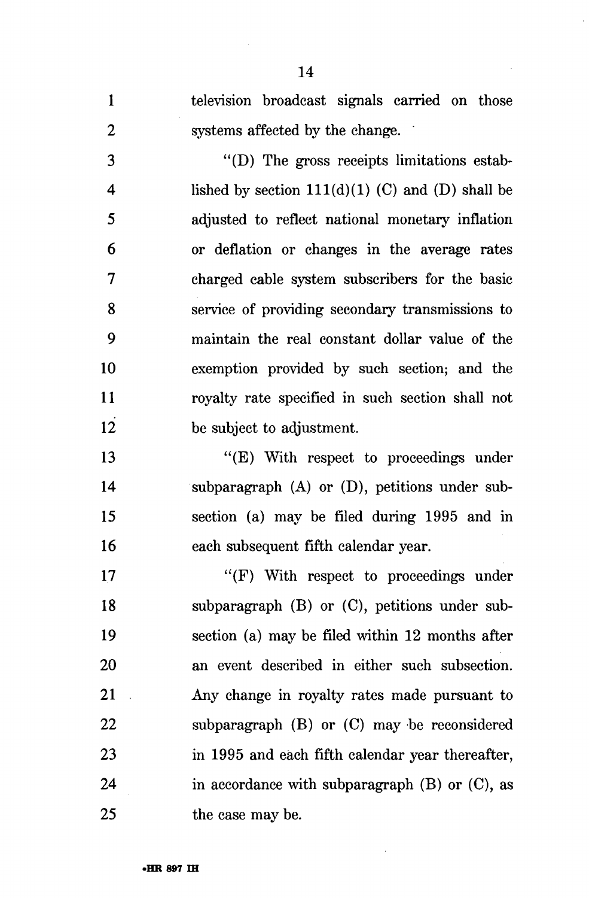television broadcast signals carried on those systems affected by the change.

"(D) The gross receipts limitations established by section 111(d)(1) (C) and (D) shall be adjusted to reflect national monetary inflation or deflation or changes in the average rates charged cable system subscribers for the basic service of providing secondary transmissions to maintain the real constant dollar value of the exemption provided by such section; and the royalty rate specified in such section shall not be subject to adjustment.

"(E) With respect to proceedings under subparagraph (A) or (D), petitions under subsection (a) may be filed during 1995 and in each subsequent fifth calendar year.

"(F) With respect to proceedings under subparagraph (B) or (C), petitions under subsection (a) may be filed within 12 months after an event described in either such subsection. Any change in royalty rates made pursuant to subparagraph (B) or (C) may be reconsidered in 1995 and each fifth calendar year thereafter, in accordance with subparagraph (B) or (C), as the case may be.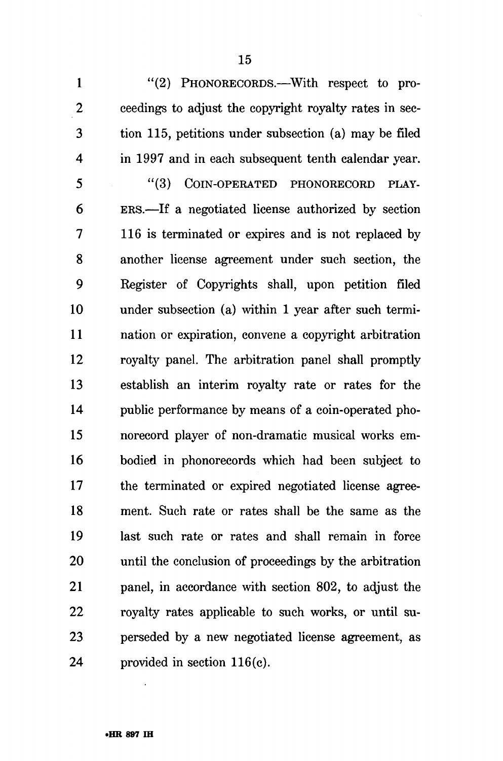"(2) PHONORECORDS.—With respect to proceedings to adjust the copyright royalty rates in section 115, petitions under subsection (a) may be filed in 1997 and in each subsequent tenth calendar year.

"(3) COIN-OPERATED PHONORECORD PLAYERS.—If a negotiated license authorized by section 116 is terminated or expires and is not replaced by another license agreement under such section, the Register of Copyrights shall, upon petition filed under subsection (a) within 1 year after such termination or expiration, convene a copyright arbitration royalty panel. The arbitration panel shall promptly establish an interim royalty rate or rates for the public performance by means of a coin-operated phonorecord player of non-dramatic musical works embodied in phonorecords which had been subject to the terminated or expired negotiated license agreement. Such rate or rates shall be the same as the last such rate or rates and shall remain in force until the conclusion of proceedings by the arbitration panel, in accordance with section 802, to adjust the royalty rates applicable to such works, or until superseded by a new negotiated license agreement, as provided in section 116(c).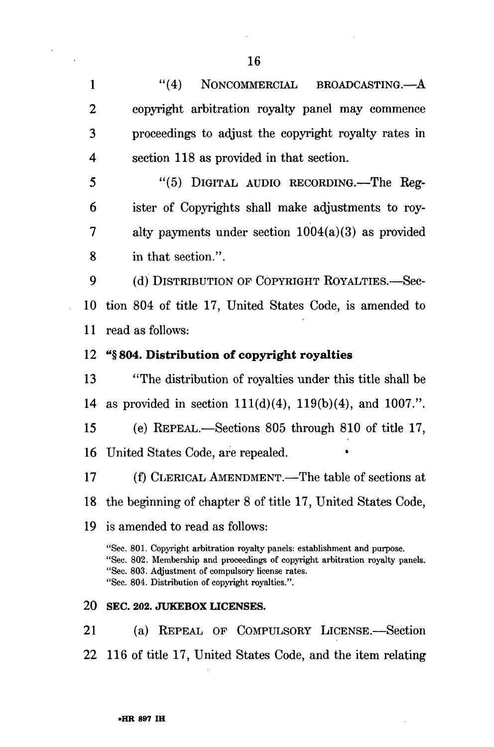"(4) NONCOMMERCIAL BROADCASTING.—A copyright arbitration royalty panel may commence proceedings to adjust the copyright royalty rates in section 118 as provided in that section.

"(5) DIGITAL AUDIO RECORDING.—The Register of Copyrights shall make adjustments to royalty payments under section 1004(a)(3) as provided in that section.".

(d) DISTRIBUTION OF COPYRIGHT ROYALTIES.—Section 804 of title 17, United States Code, is amended to read as follows:

**"§ 804. Distribution of copyright royalties**

"The distribution of royalties under this title shall be as provided in section 111(d)(4), 119(b)(4), and 1007.".

(e) REPEAL.—Sections 805 through 810 of title 17, United States Code, are repealed.

(f) CLERICAL AMENDMENT.—The table of sections at the beginning of chapter 8 of title 17, United States Code, is amended to read as follows:

"Sec. 801. Copyright arbitration royalty panels: establishment and purpose.
"Sec. 802. Membership and proceedings of copyright arbitration royalty panels.
"Sec. 803. Adjustment of compulsory license rates.
"Sec. 804. Distribution of copyright royalties.".

**SEC. 202. JUKEBOX LICENSES.**

(a) REPEAL OF COMPULSORY LICENSE.—Section 116 of title 17, United States Code, and the item relating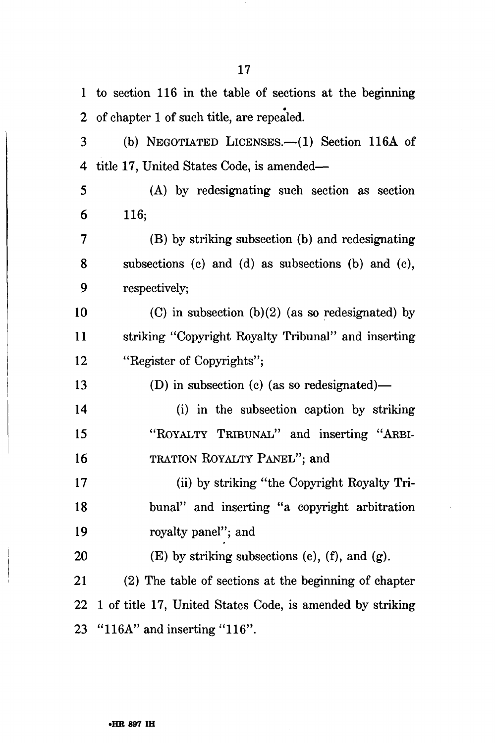to section 116 in the table of sections at the beginning of chapter 1 of such title, are repealed.

(b) NEGOTIATED LICENSES.—(1) Section 116A of title 17, United States Code, is amended—

(A) by redesignating such section as section 116;

(B) by striking subsection (b) and redesignating subsections (c) and (d) as subsections (b) and (c), respectively;

(C) in subsection (b)(2) (as so redesignated) by striking "Copyright Royalty Tribunal" and inserting "Register of Copyrights";

(D) in subsection (c) (as so redesignated)—

(i) in the subsection caption by striking "ROYALTY TRIBUNAL" and inserting "ARBITRATION ROYALTY PANEL"; and

(ii) by striking "the Copyright Royalty Tribunal" and inserting "a copyright arbitration royalty panel"; and

(E) by striking subsections (e), (f), and (g).

(2) The table of sections at the beginning of chapter 1 of title 17, United States Code, is amended by striking "116A" and inserting "116".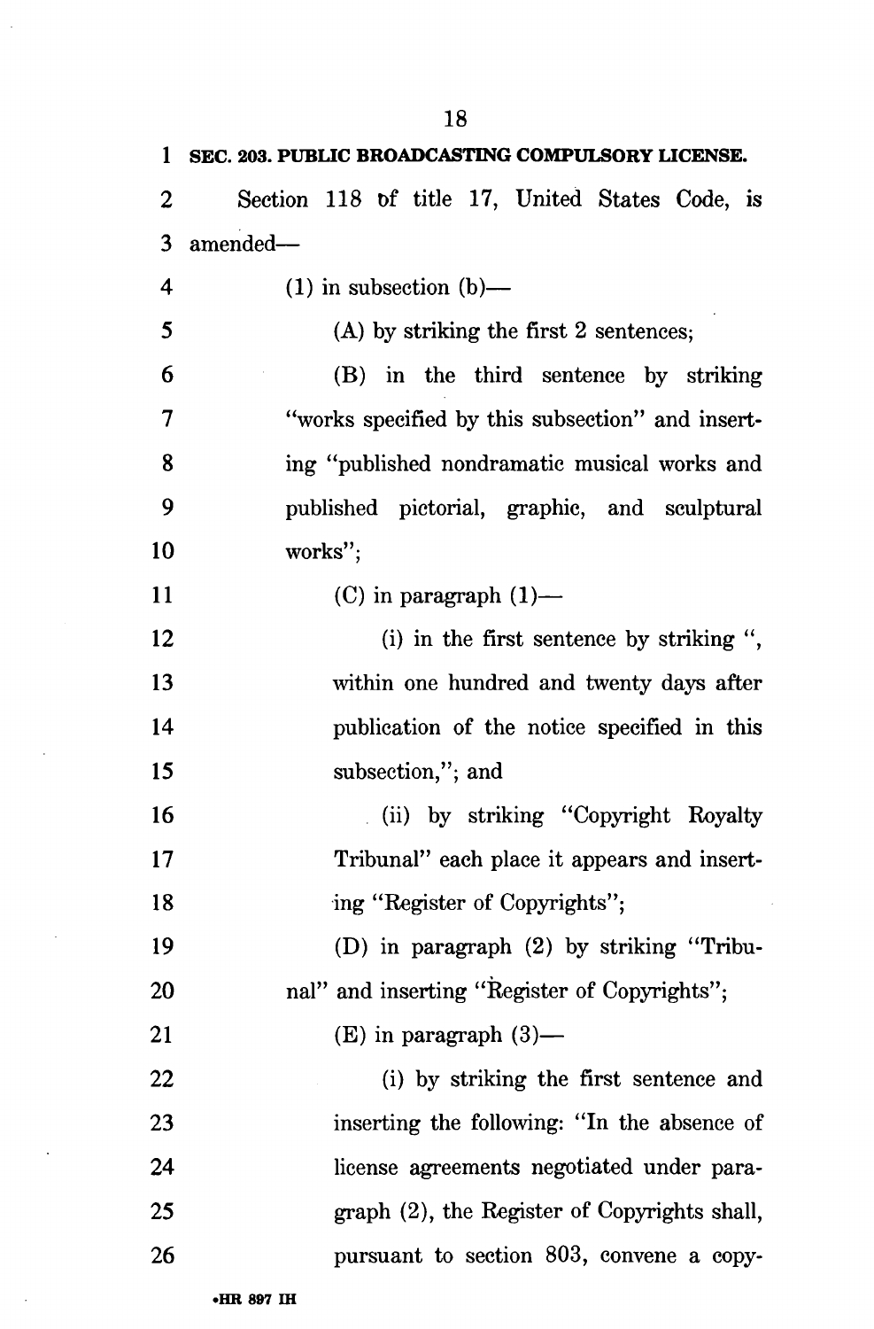**SEC. 203. PUBLIC BROADCASTING COMPULSORY LICENSE.**

Section 118 of title 17, United States Code, is amended—

(1) in subsection (b)—

(A) by striking the first 2 sentences;

(B) in the third sentence by striking "works specified by this subsection" and inserting "published nondramatic musical works and published pictorial, graphic, and sculptural works";

(C) in paragraph (1)—

(i) in the first sentence by striking ", within one hundred and twenty days after publication of the notice specified in this subsection,"; and

(ii) by striking "Copyright Royalty Tribunal" each place it appears and inserting "Register of Copyrights";

(D) in paragraph (2) by striking "Tribunal" and inserting "Register of Copyrights";

(E) in paragraph (3)—

(i) by striking the first sentence and inserting the following: "In the absence of license agreements negotiated under paragraph (2), the Register of Copyrights shall, pursuant to section 803, convene a copy-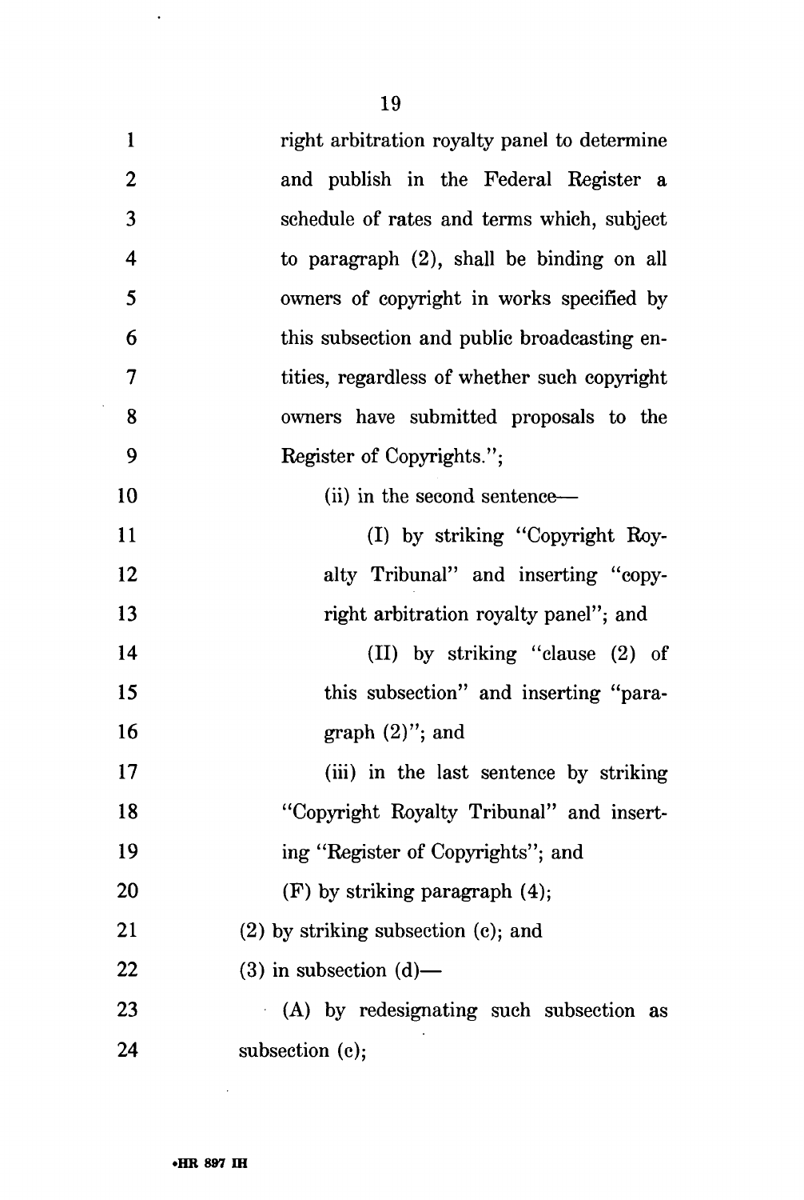right arbitration royalty panel to determine and publish in the Federal Register a schedule of rates and terms which, subject to paragraph (2), shall be binding on all owners of copyright in works specified by this subsection and public broadcasting entities, regardless of whether such copyright owners have submitted proposals to the Register of Copyrights.";

(ii) in the second sentence—

(I) by striking "Copyright Royalty Tribunal" and inserting "copyright arbitration royalty panel"; and

(II) by striking "clause (2) of this subsection" and inserting "paragraph (2)"; and

(iii) in the last sentence by striking "Copyright Royalty Tribunal" and inserting "Register of Copyrights"; and

(F) by striking paragraph (4);

(2) by striking subsection (c); and

(3) in subsection (d)—

(A) by redesignating such subsection as subsection (c);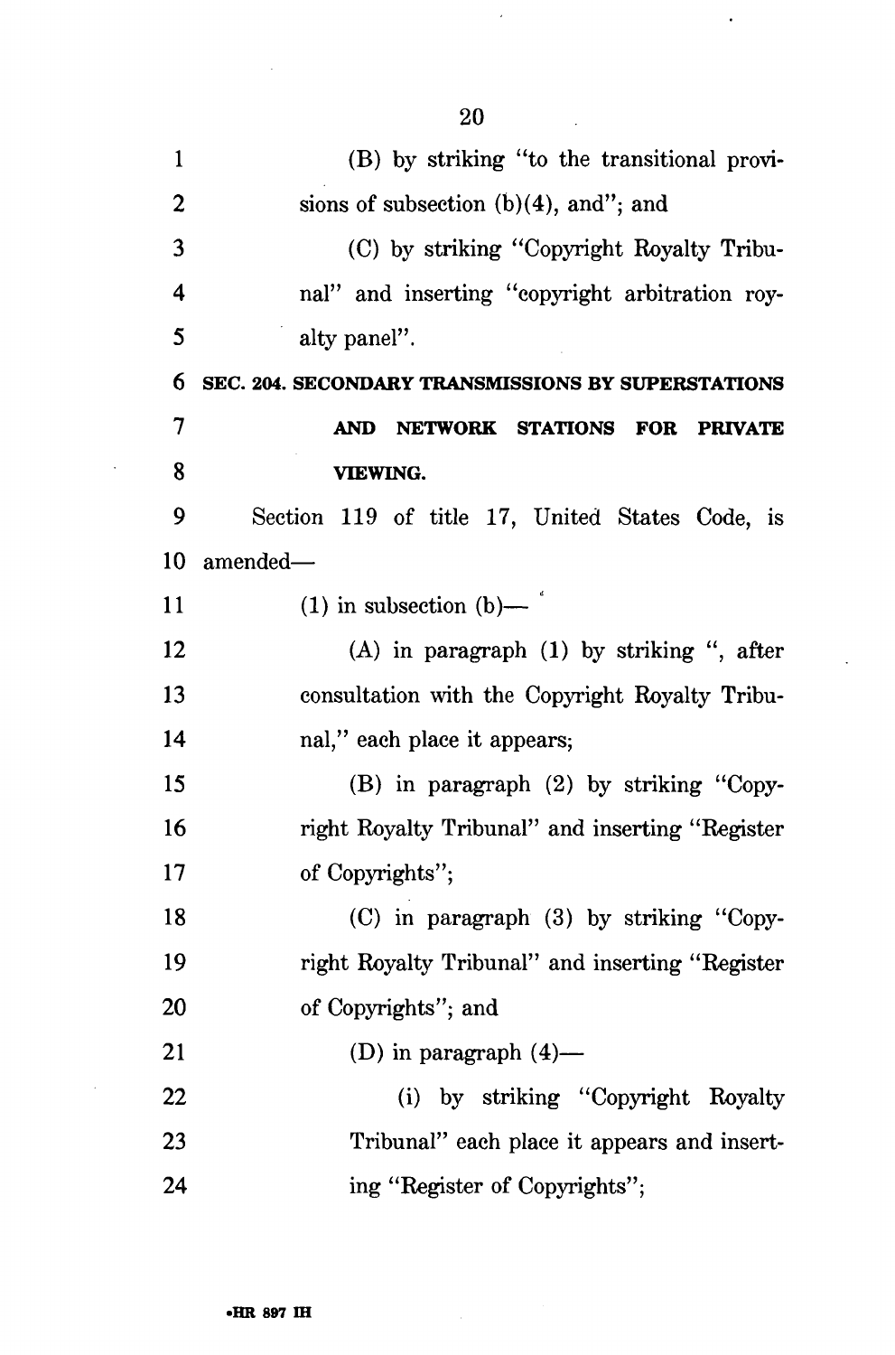(B) by striking "to the transitional provisions of subsection (b)(4), and"; and

(C) by striking "Copyright Royalty Tribunal" and inserting "copyright arbitration royalty panel".

**SEC. 204. SECONDARY TRANSMISSIONS BY SUPERSTATIONS AND NETWORK STATIONS FOR PRIVATE VIEWING.**

Section 119 of title 17, United States Code, is amended—

(1) in subsection (b)—

(A) in paragraph (1) by striking ", after consultation with the Copyright Royalty Tribunal," each place it appears;

(B) in paragraph (2) by striking "Copyright Royalty Tribunal" and inserting "Register of Copyrights";

(C) in paragraph (3) by striking "Copyright Royalty Tribunal" and inserting "Register of Copyrights"; and

(D) in paragraph (4)—

(i) by striking "Copyright Royalty Tribunal" each place it appears and inserting "Register of Copyrights";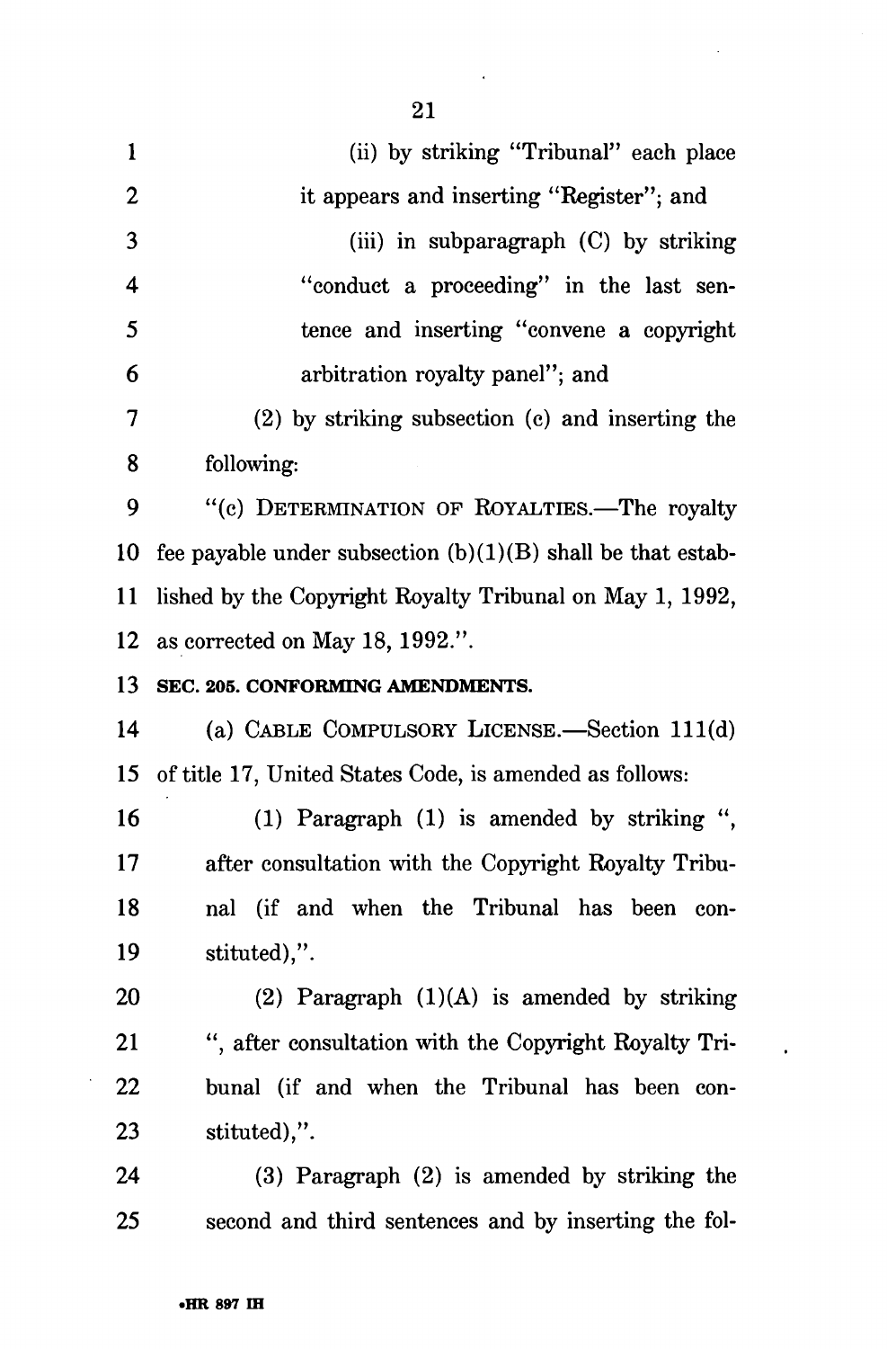(ii) by striking "Tribunal" each place it appears and inserting "Register"; and

(iii) in subparagraph (C) by striking "conduct a proceeding" in the last sentence and inserting "convene a copyright arbitration royalty panel"; and

(2) by striking subsection (c) and inserting the following:

"(c) DETERMINATION OF ROYALTIES.—The royalty fee payable under subsection (b)(1)(B) shall be that established by the Copyright Royalty Tribunal on May 1, 1992, as corrected on May 18, 1992.".

**SEC. 205. CONFORMING AMENDMENTS.**

(a) CABLE COMPULSORY LICENSE.—Section 111(d) of title 17, United States Code, is amended as follows:

(1) Paragraph (1) is amended by striking ", after consultation with the Copyright Royalty Tribunal (if and when the Tribunal has been constituted),".

(2) Paragraph (1)(A) is amended by striking ", after consultation with the Copyright Royalty Tribunal (if and when the Tribunal has been constituted),".

(3) Paragraph (2) is amended by striking the second and third sentences and by inserting the fol-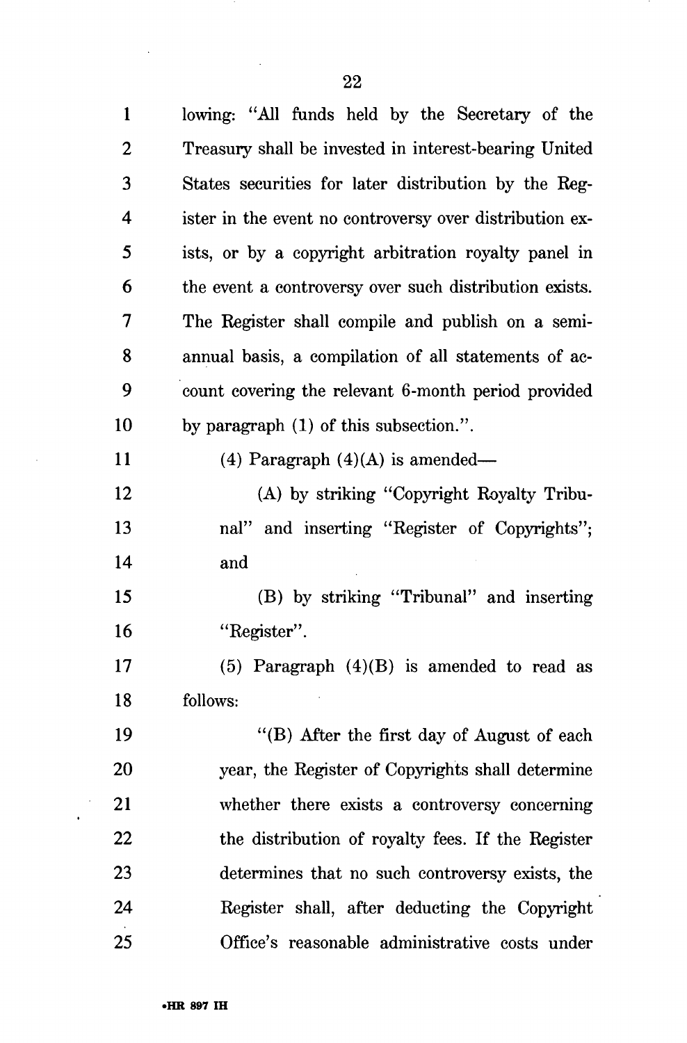lowing: "All funds held by the Secretary of the Treasury shall be invested in interest-bearing United States securities for later distribution by the Register in the event no controversy over distribution exists, or by a copyright arbitration royalty panel in the event a controversy over such distribution exists. The Register shall compile and publish on a semi-annual basis, a compilation of all statements of account covering the relevant 6-month period provided by paragraph (1) of this subsection.".

(4) Paragraph (4)(A) is amended—

(A) by striking "Copyright Royalty Tribunal" and inserting "Register of Copyrights"; and

(B) by striking "Tribunal" and inserting "Register".

(5) Paragraph (4)(B) is amended to read as follows:

"(B) After the first day of August of each year, the Register of Copyrights shall determine whether there exists a controversy concerning the distribution of royalty fees. If the Register determines that no such controversy exists, the Register shall, after deducting the Copyright Office's reasonable administrative costs under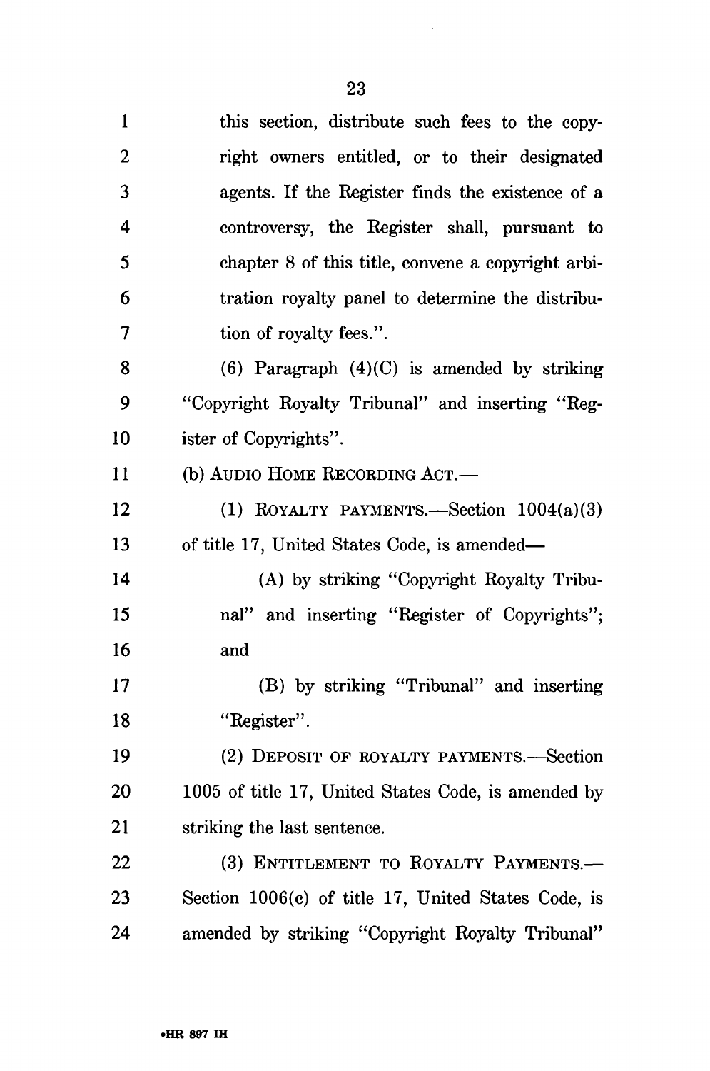this section, distribute such fees to the copyright owners entitled, or to their designated agents. If the Register finds the existence of a controversy, the Register shall, pursuant to chapter 8 of this title, convene a copyright arbitration royalty panel to determine the distribution of royalty fees.".

(6) Paragraph (4)(C) is amended by striking "Copyright Royalty Tribunal" and inserting "Register of Copyrights".

(b) AUDIO HOME RECORDING ACT.—

(1) ROYALTY PAYMENTS.—Section 1004(a)(3) of title 17, United States Code, is amended—

(A) by striking "Copyright Royalty Tribunal" and inserting "Register of Copyrights"; and

(B) by striking "Tribunal" and inserting "Register".

(2) DEPOSIT OF ROYALTY PAYMENTS.—Section 1005 of title 17, United States Code, is amended by striking the last sentence.

(3) ENTITLEMENT TO ROYALTY PAYMENTS.—Section 1006(c) of title 17, United States Code, is amended by striking "Copyright Royalty Tribunal"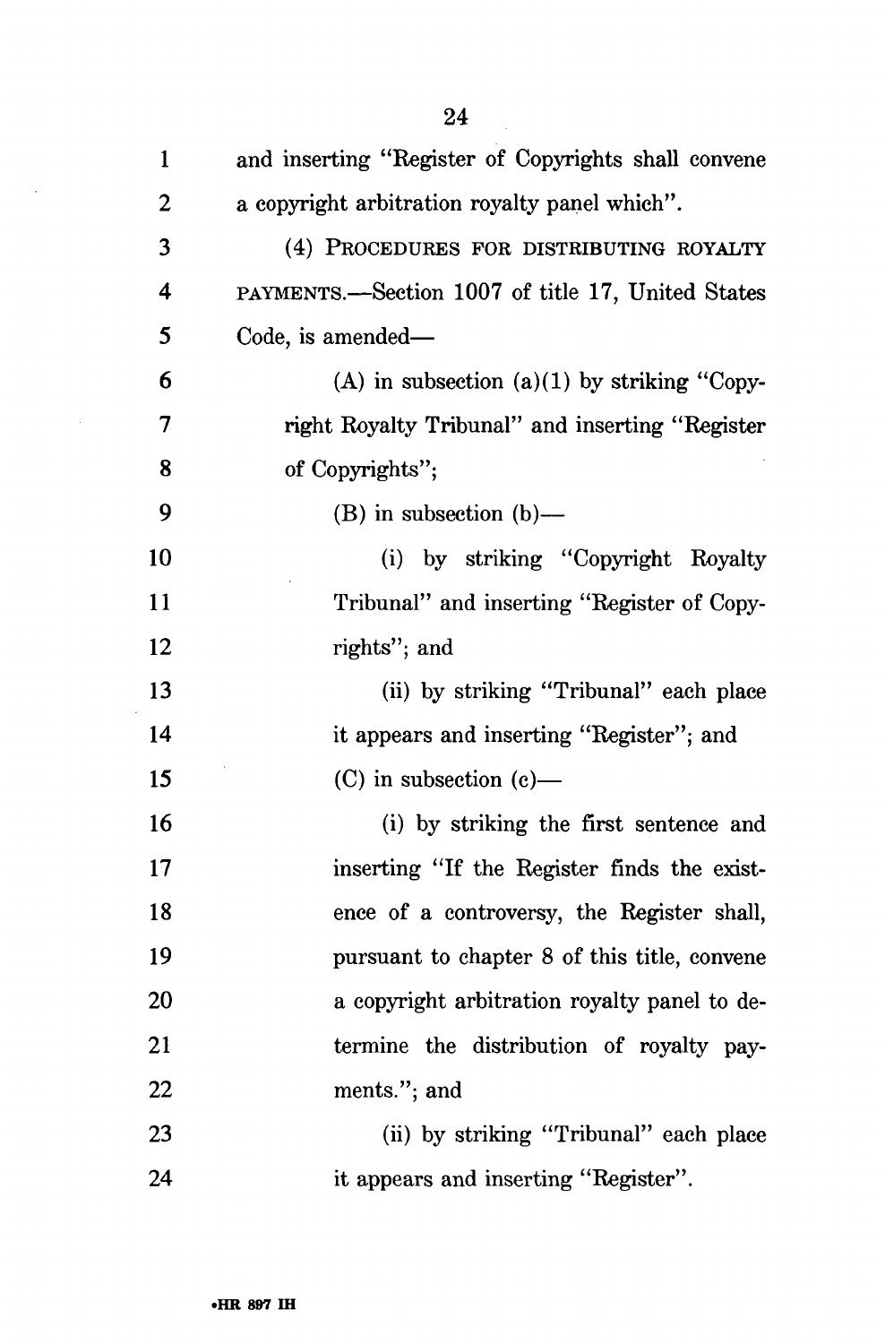and inserting "Register of Copyrights shall convene a copyright arbitration royalty panel which".

(4) PROCEDURES FOR DISTRIBUTING ROYALTY PAYMENTS.—Section 1007 of title 17, United States Code, is amended—

(A) in subsection (a)(1) by striking "Copyright Royalty Tribunal" and inserting "Register of Copyrights";

(B) in subsection (b)—

(i) by striking "Copyright Royalty Tribunal" and inserting "Register of Copyrights"; and

(ii) by striking "Tribunal" each place it appears and inserting "Register"; and

(C) in subsection (c)—

(i) by striking the first sentence and inserting "If the Register finds the existence of a controversy, the Register shall, pursuant to chapter 8 of this title, convene a copyright arbitration royalty panel to determine the distribution of royalty payments."; and

(ii) by striking "Tribunal" each place it appears and inserting "Register".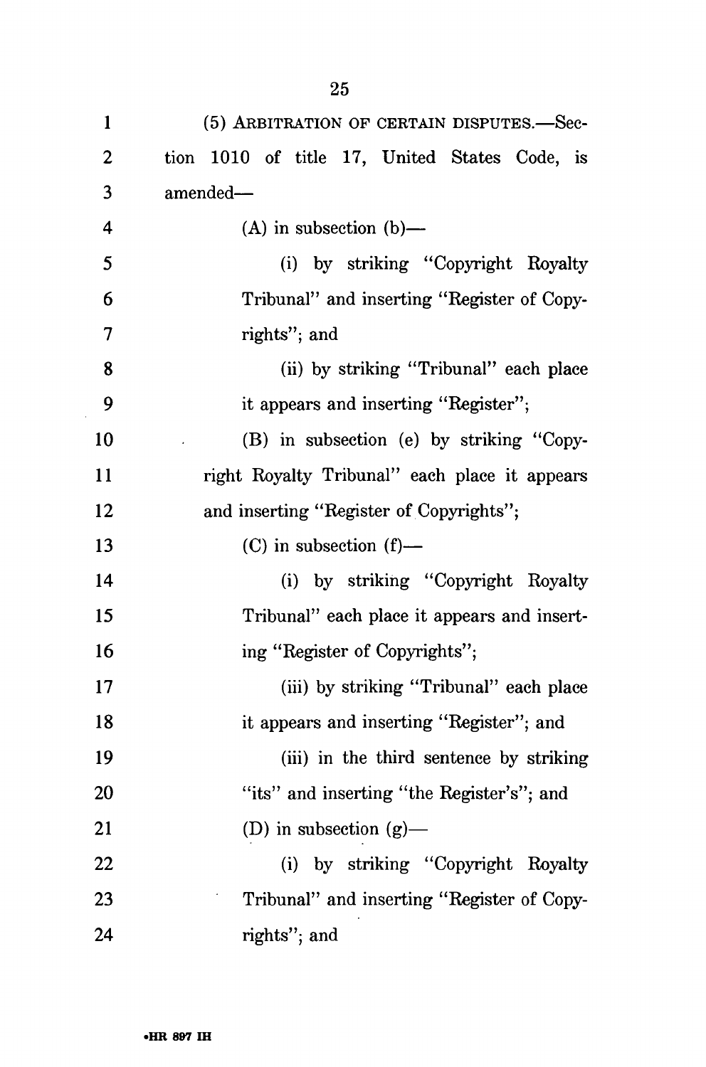(5) ARBITRATION OF CERTAIN DISPUTES.—Section 1010 of title 17, United States Code, is amended—

(A) in subsection (b)—

(i) by striking "Copyright Royalty Tribunal" and inserting "Register of Copyrights"; and

(ii) by striking "Tribunal" each place it appears and inserting "Register";

(B) in subsection (e) by striking "Copyright Royalty Tribunal" each place it appears and inserting "Register of Copyrights";

(C) in subsection (f)—

(i) by striking "Copyright Royalty Tribunal" each place it appears and inserting "Register of Copyrights";

(iii) by striking "Tribunal" each place it appears and inserting "Register"; and

(iii) in the third sentence by striking "its" and inserting "the Register's"; and

(D) in subsection (g)—

(i) by striking "Copyright Royalty Tribunal" and inserting "Register of Copyrights"; and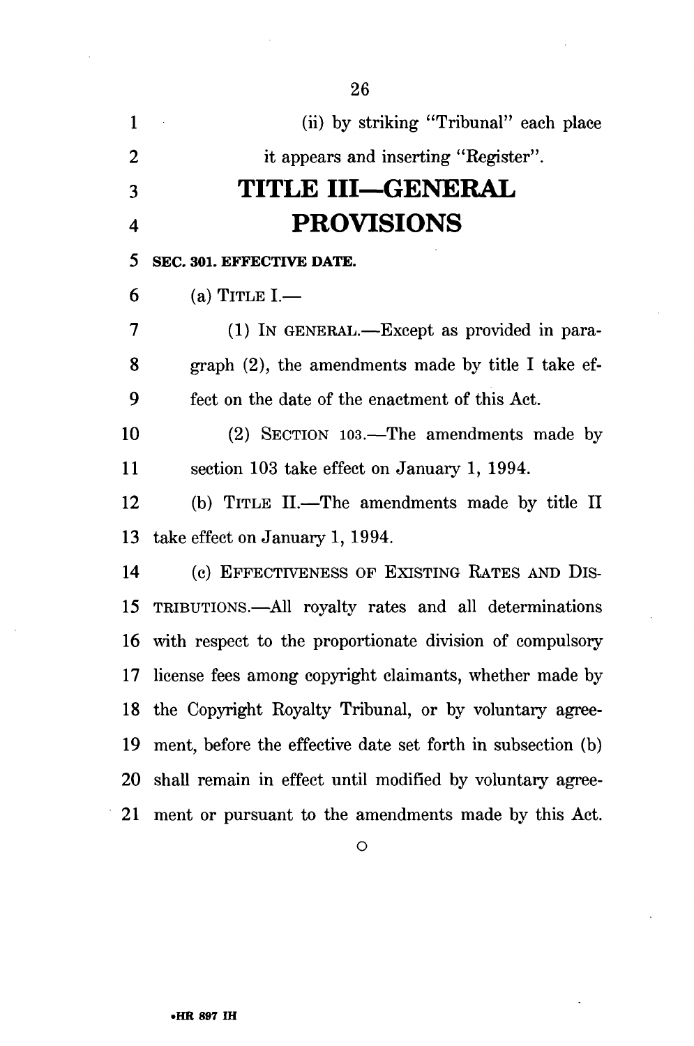(ii) by striking "Tribunal" each place it appears and inserting "Register".

# TITLE III—GENERAL PROVISIONS

**SEC. 301. EFFECTIVE DATE.**

(a) TITLE I.—

(1) IN GENERAL.—Except as provided in paragraph (2), the amendments made by title I take effect on the date of the enactment of this Act.

(2) SECTION 103.—The amendments made by section 103 take effect on January 1, 1994.

(b) TITLE II.—The amendments made by title II take effect on January 1, 1994.

(c) EFFECTIVENESS OF EXISTING RATES AND DISTRIBUTIONS.—All royalty rates and all determinations with respect to the proportionate division of compulsory license fees among copyright claimants, whether made by the Copyright Royalty Tribunal, or by voluntary agreement, before the effective date set forth in subsection (b) shall remain in effect until modified by voluntary agreement or pursuant to the amendments made by this Act.

○

•HR 897 IH